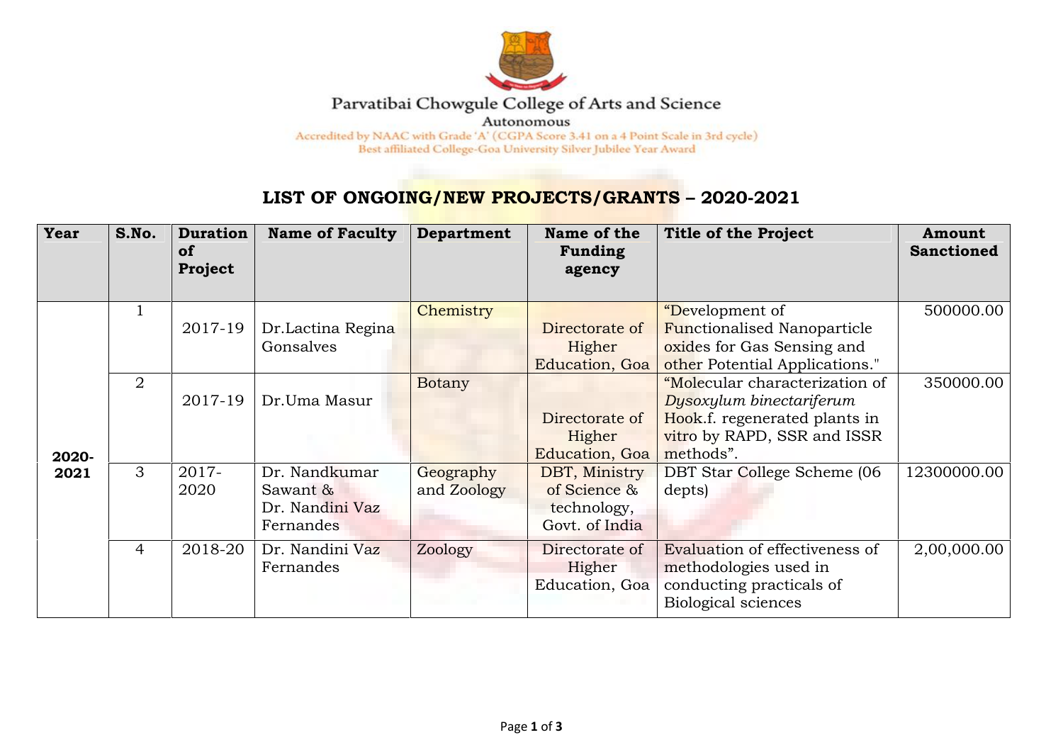Parvatibai Chowgule College of Arts and Science

Autonomous

Accredited by NAAC with Grade 'A' (CGPA Score 3.41 on a 4 Point Scale in 3rd cycle)

Best affiliated College-Goa University Silver Jubilee Year Award

# LIST OF ONGOING/NEW PROJECTS/GRANTS – 2020-2021

| Year | S.No. | Duration of Project | Name of Faculty | Department | Name of the Funding agency | Title of the Project | Amount Sanctioned |
|---|---|---|---|---|---|---|---|
| 2020-2021 | 1 | 2017-19 | Dr.Lactina Regina Gonsalves | Chemistry | Directorate of Higher Education, Goa | "Development of Functionalised Nanoparticle oxides for Gas Sensing and other Potential Applications." | 500000.00 |
| | 2 | 2017-19 | Dr.Uma Masur | Botany | Directorate of Higher Education, Goa | "Molecular characterization of *Dysoxylum binectariferum* Hook.f. regenerated plants in vitro by RAPD, SSR and ISSR methods". | 350000.00 |
| | 3 | 2017-2020 | Dr. Nandkumar Sawant & Dr. Nandini Vaz Fernandes | Geography and Zoology | DBT, Ministry of Science & technology, Govt. of India | DBT Star College Scheme (06 depts) | 12300000.00 |
| | 4 | 2018-20 | Dr. Nandini Vaz Fernandes | Zoology | Directorate of Higher Education, Goa | Evaluation of effectiveness of methodologies used in conducting practicals of Biological sciences | 2,00,000.00 |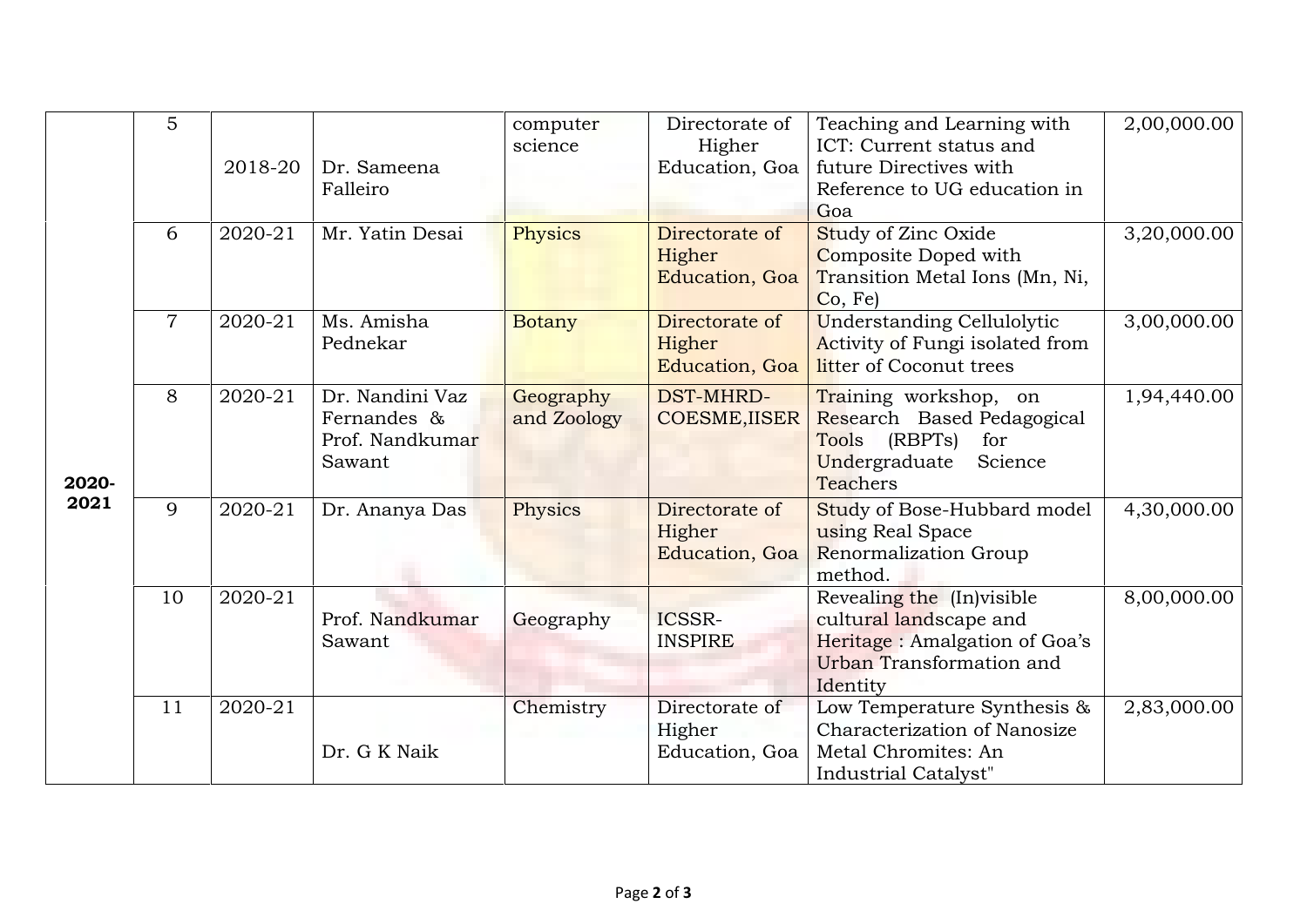|  |  |  |  |  |  |  |  |
|---|---|---|---|---|---|---|---|
|  | 5 | 2018-20 | Dr. Sameena Falleiro | computer science | Directorate of Higher Education, Goa | Teaching and Learning with ICT: Current status and future Directives with Reference to UG education in Goa | 2,00,000.00 |
| **2020-2021** | 6 | 2020-21 | Mr. Yatin Desai | Physics | Directorate of Higher Education, Goa | Study of Zinc Oxide Composite Doped with Transition Metal Ions (Mn, Ni, Co, Fe) | 3,20,000.00 |
|  | 7 | 2020-21 | Ms. Amisha Pednekar | Botany | Directorate of Higher Education, Goa | Understanding Cellulolytic Activity of Fungi isolated from litter of Coconut trees | 3,00,000.00 |
|  | 8 | 2020-21 | Dr. Nandini Vaz Fernandes & Prof. Nandkumar Sawant | Geography and Zoology | DST-MHRD-COESME,IISER | Training workshop, on Research Based Pedagogical Tools (RBPTs) for Undergraduate Science Teachers | 1,94,440.00 |
|  | 9 | 2020-21 | Dr. Ananya Das | Physics | Directorate of Higher Education, Goa | Study of Bose-Hubbard model using Real Space Renormalization Group method. | 4,30,000.00 |
|  | 10 | 2020-21 | Prof. Nandkumar Sawant | Geography | ICSSR-INSPIRE | Revealing the (In)visible cultural landscape and Heritage : Amalgation of Goa's Urban Transformation and Identity | 8,00,000.00 |
|  | 11 | 2020-21 | Dr. G K Naik | Chemistry | Directorate of Higher Education, Goa | Low Temperature Synthesis & Characterization of Nanosize Metal Chromites: An Industrial Catalyst" | 2,83,000.00 |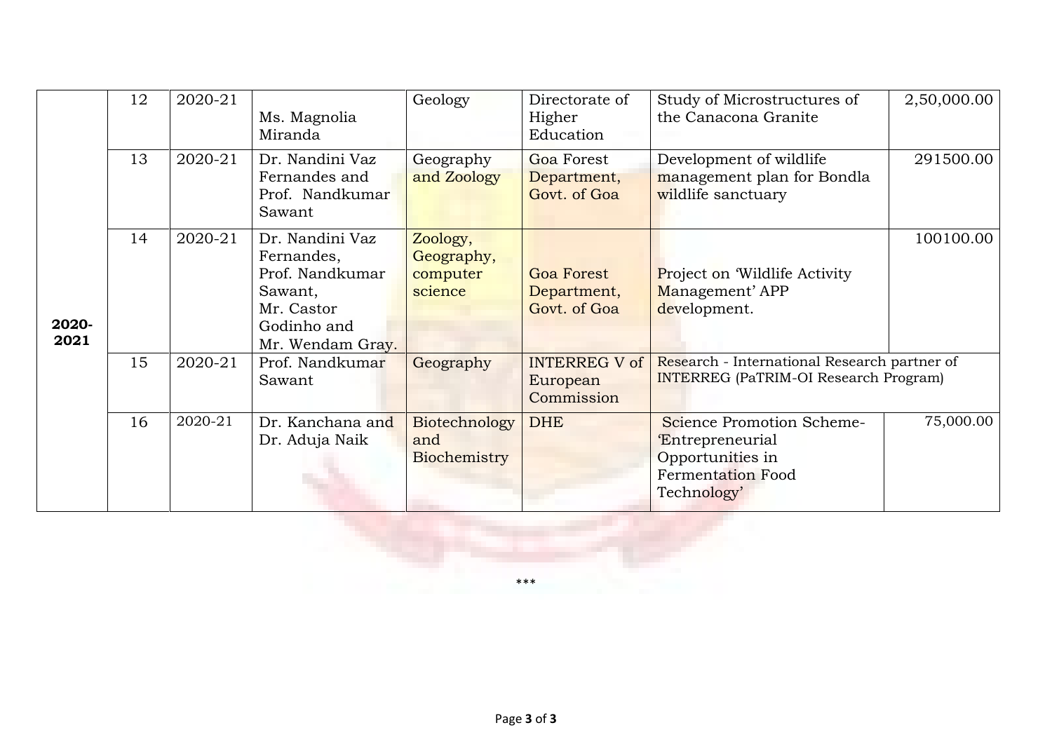| | | | | | | | |
|---|---|---|---|---|---|---|---|
| **2020-2021** | 12 | 2020-21 | Ms. Magnolia Miranda | Geology | Directorate of Higher Education | Study of Microstructures of the Canacona Granite | 2,50,000.00 |
| | 13 | 2020-21 | Dr. Nandini Vaz Fernandes and Prof. Nandkumar Sawant | Geography and Zoology | Goa Forest Department, Govt. of Goa | Development of wildlife management plan for Bondla wildlife sanctuary | 291500.00 |
| | 14 | 2020-21 | Dr. Nandini Vaz Fernandes, Prof. Nandkumar Sawant, Mr. Castor Godinho and Mr. Wendam Gray. | Zoology, Geography, computer science | Goa Forest Department, Govt. of Goa | Project on 'Wildlife Activity Management' APP development. | 100100.00 |
| | 15 | 2020-21 | Prof. Nandkumar Sawant | Geography | INTERREG V of European Commission | Research - International Research partner of INTERREG (PaTRIM-OI Research Program) | |
| | 16 | 2020-21 | Dr. Kanchana and Dr. Aduja Naik | Biotechnology and Biochemistry | DHE | Science Promotion Scheme- 'Entrepreneurial Opportunities in Fermentation Food Technology' | 75,000.00 |

***